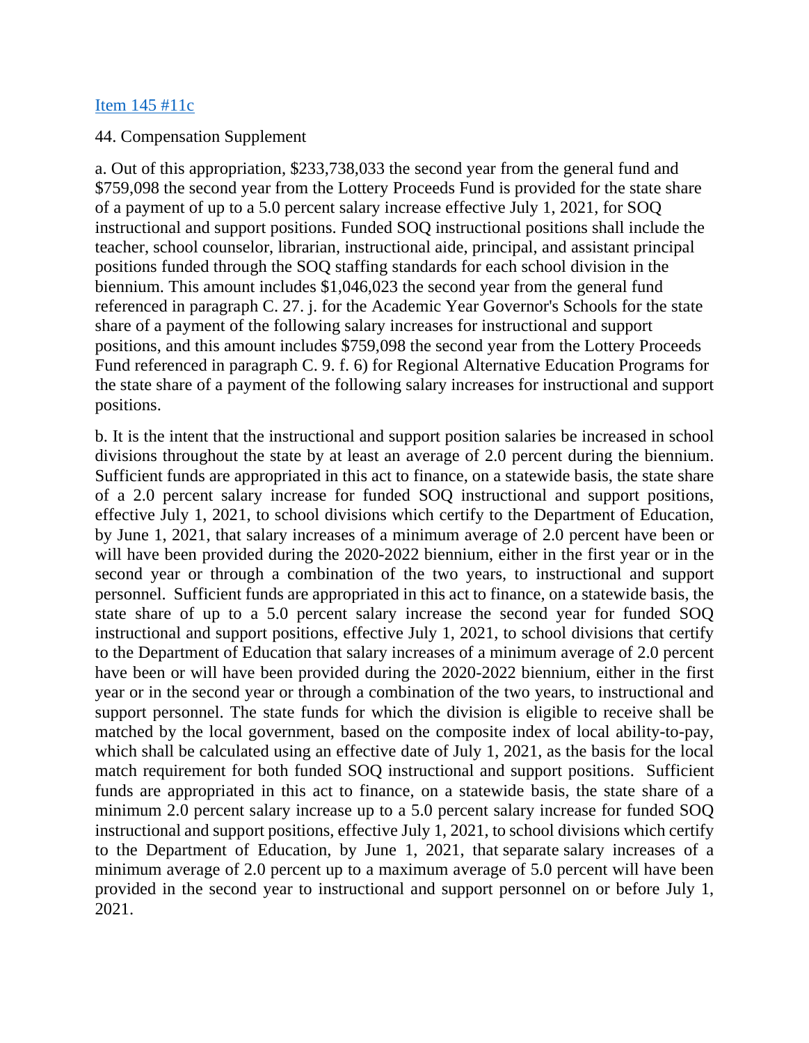[Item 145 #11c]

44. Compensation Supplement

a. Out of this appropriation, $233,738,033 the second year from the general fund and $759,098 the second year from the Lottery Proceeds Fund is provided for the state share of a payment of up to a 5.0 percent salary increase effective July 1, 2021, for SOQ instructional and support positions. Funded SOQ instructional positions shall include the teacher, school counselor, librarian, instructional aide, principal, and assistant principal positions funded through the SOQ staffing standards for each school division in the biennium. This amount includes $1,046,023 the second year from the general fund referenced in paragraph C. 27. j. for the Academic Year Governor's Schools for the state share of a payment of the following salary increases for instructional and support positions, and this amount includes $759,098 the second year from the Lottery Proceeds Fund referenced in paragraph C. 9. f. 6) for Regional Alternative Education Programs for the state share of a payment of the following salary increases for instructional and support positions.

b. It is the intent that the instructional and support position salaries be increased in school divisions throughout the state by at least an average of 2.0 percent during the biennium. Sufficient funds are appropriated in this act to finance, on a statewide basis, the state share of a 2.0 percent salary increase for funded SOQ instructional and support positions, effective July 1, 2021, to school divisions which certify to the Department of Education, by June 1, 2021, that salary increases of a minimum average of 2.0 percent have been or will have been provided during the 2020-2022 biennium, either in the first year or in the second year or through a combination of the two years, to instructional and support personnel. Sufficient funds are appropriated in this act to finance, on a statewide basis, the state share of up to a 5.0 percent salary increase the second year for funded SOQ instructional and support positions, effective July 1, 2021, to school divisions that certify to the Department of Education that salary increases of a minimum average of 2.0 percent have been or will have been provided during the 2020-2022 biennium, either in the first year or in the second year or through a combination of the two years, to instructional and support personnel. The state funds for which the division is eligible to receive shall be matched by the local government, based on the composite index of local ability-to-pay, which shall be calculated using an effective date of July 1, 2021, as the basis for the local match requirement for both funded SOQ instructional and support positions. Sufficient funds are appropriated in this act to finance, on a statewide basis, the state share of a minimum 2.0 percent salary increase up to a 5.0 percent salary increase for funded SOQ instructional and support positions, effective July 1, 2021, to school divisions which certify to the Department of Education, by June 1, 2021, that separate salary increases of a minimum average of 2.0 percent up to a maximum average of 5.0 percent will have been provided in the second year to instructional and support personnel on or before July 1, 2021.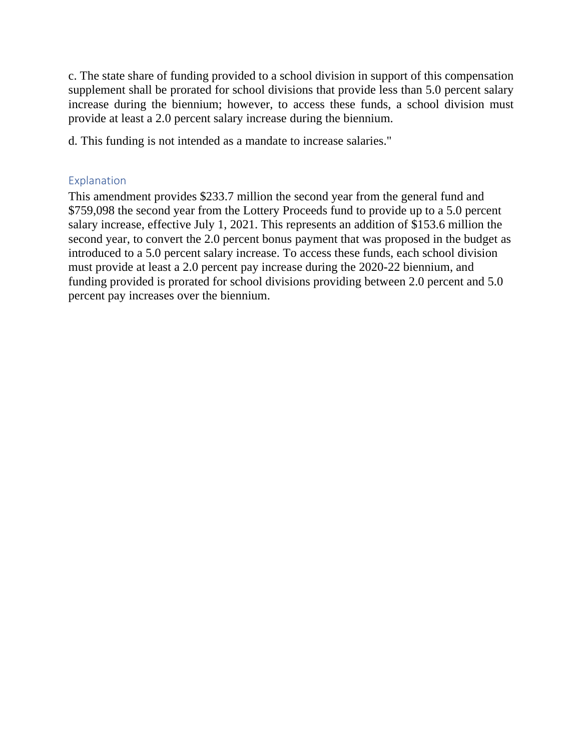c. The state share of funding provided to a school division in support of this compensation supplement shall be prorated for school divisions that provide less than 5.0 percent salary increase during the biennium; however, to access these funds, a school division must provide at least a 2.0 percent salary increase during the biennium.

d. This funding is not intended as a mandate to increase salaries."

## Explanation

This amendment provides $233.7 million the second year from the general fund and $759,098 the second year from the Lottery Proceeds fund to provide up to a 5.0 percent salary increase, effective July 1, 2021. This represents an addition of $153.6 million the second year, to convert the 2.0 percent bonus payment that was proposed in the budget as introduced to a 5.0 percent salary increase. To access these funds, each school division must provide at least a 2.0 percent pay increase during the 2020-22 biennium, and funding provided is prorated for school divisions providing between 2.0 percent and 5.0 percent pay increases over the biennium.